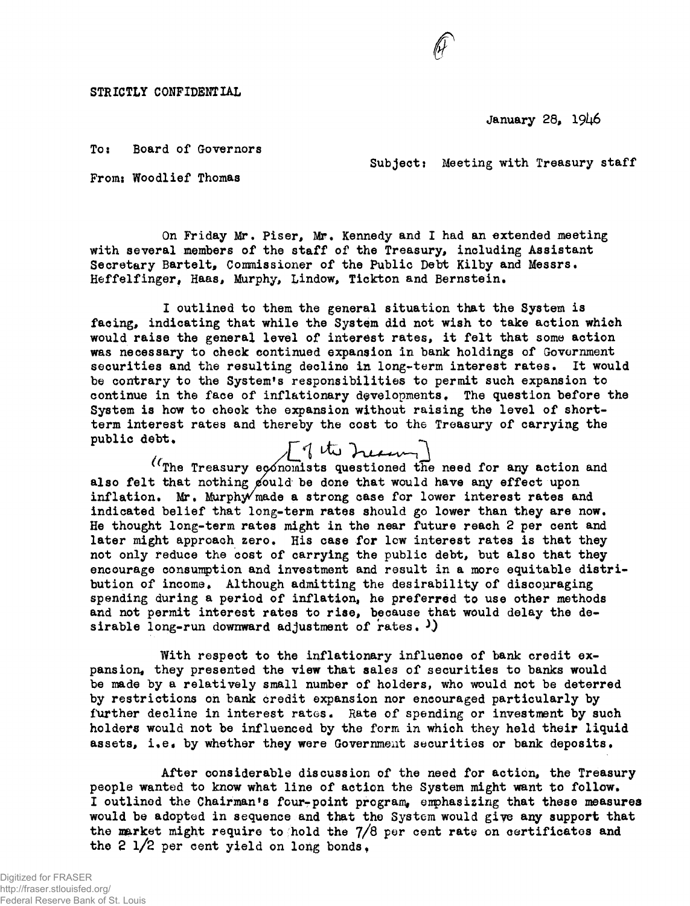STRICTLY CONFIDENTIAL

January 28, 1946

To: Board of Governors

Subject: Meeting with Treasury staff

From: Woodlief Thomas

On Friday Mr. Piser, Mr. Kennedy and I had an extended meeting with several members of the staff of the Treasury, including Assistant Secretary Bartelt, Commissioner of the Public Debt Kilby and Messrs. Heffelfinger, Haas, Murphy, Lindow, Tickton and Bernstein.

I outlined to them the general situation that the System is facing, indicating that while the System did not wish to take action which would raise the general level of interest rates, it felt that some action was necessary to check continued expansion in bank holdings of Government securities and the resulting decline in long-term interest rates. It would be contrary to the System's responsibilities to permit such expansion to continue in the face of inflationary developments. The question before the System is how to check the expansion without raising the level of short-term interest rates and thereby the cost to the Treasury of carrying the public debt.

[? the Treasury]

((The Treasury economists questioned the need for any action and also felt that nothing could be done that would have any effect upon inflation. Mr. Murphy made a strong case for lower interest rates and indicated belief that long-term rates should go lower than they are now. He thought long-term rates might in the near future reach 2 per cent and later might approach zero. His case for low interest rates is that they not only reduce the cost of carrying the public debt, but also that they encourage consumption and investment and result in a more equitable distribution of income. Although admitting the desirability of discouraging spending during a period of inflation, he preferred to use other methods and not permit interest rates to rise, because that would delay the desirable long-run downward adjustment of rates.))

With respect to the inflationary influence of bank credit expansion, they presented the view that sales of securities to banks would be made by a relatively small number of holders, who would not be deterred by restrictions on bank credit expansion nor encouraged particularly by further decline in interest rates. Rate of spending or investment by such holders would not be influenced by the form in which they held their liquid assets, i.e. by whether they were Government securities or bank deposits.

After considerable discussion of the need for action, the Treasury people wanted to know what line of action the System might want to follow. I outlined the Chairman's four-point program, emphasizing that these measures would be adopted in sequence and that the System would give any support that the market might require to hold the 7/8 per cent rate on certificates and the 2 1/2 per cent yield on long bonds.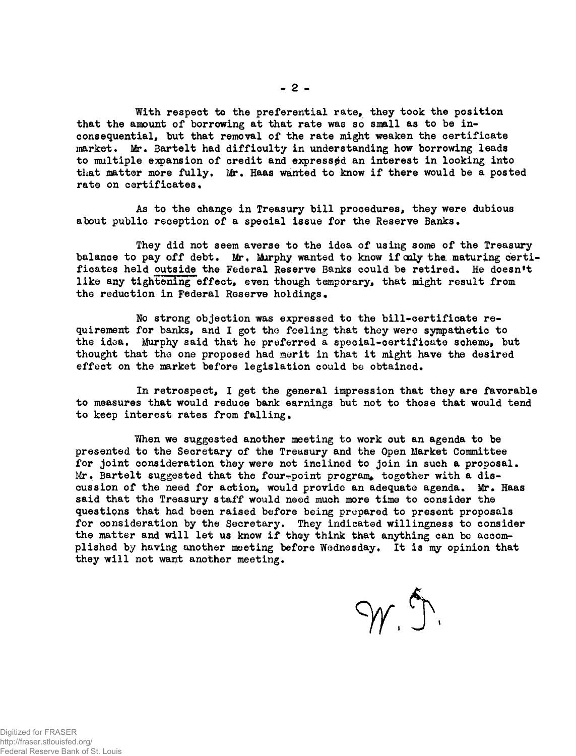With respect to the preferential rate, they took the position that the amount of borrowing at that rate was so small as to be inconsequential, but that removal of the rate might weaken the certificate market. Mr. Bartelt had difficulty in understanding how borrowing leads to multiple expansion of credit and expressed an interest in looking into that matter more fully. Mr. Haas wanted to know if there would be a posted rate on certificates.

As to the change in Treasury bill procedures, they were dubious about public reception of a special issue for the Reserve Banks.

They did not seem averse to the idea of using some of the Treasury balance to pay off debt. Mr. Murphy wanted to know if only the maturing certificates held <u>outside</u> the Federal Reserve Banks could be retired. He doesn't like any <u>tightening</u> effect, even though temporary, that might result from the reduction in Federal Reserve holdings.

No strong objection was expressed to the bill-certificate requirement for banks, and I got the feeling that they were sympathetic to the idea. Murphy said that he preferred a special-certificate scheme, but thought that the one proposed had merit in that it might have the desired effect on the market before legislation could be obtained.

In retrospect, I get the general impression that they are favorable to measures that would reduce bank earnings but not to those that would tend to keep interest rates from falling.

When we suggested another meeting to work out an agenda to be presented to the Secretary of the Treasury and the Open Market Committee for joint consideration they were not inclined to join in such a proposal. Mr. Bartelt suggested that the four-point program, together with a discussion of the need for action, would provide an adequate agenda. Mr. Haas said that the Treasury staff would need much more time to consider the questions that had been raised before being prepared to present proposals for consideration by the Secretary. They indicated willingness to consider the matter and will let us know if they think that anything can be accomplished by having another meeting before Wednesday. It is my opinion that they will not want another meeting.

W. T.